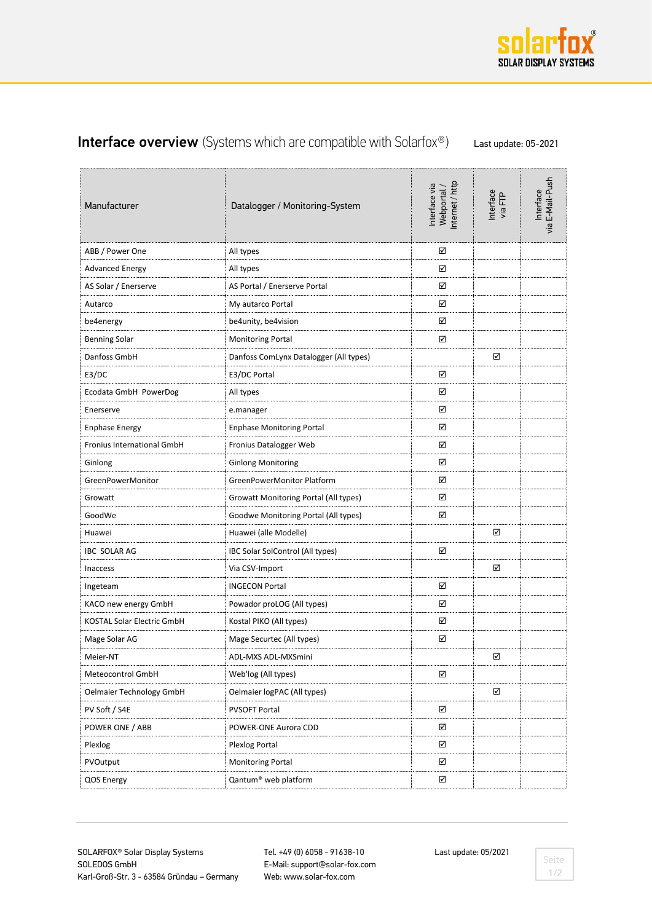## **Interface overview** (Systems which are compatible with Solarfox®)

Last update: 05-2021

| Manufacturer | Datalogger / Monitoring-System | Interface via Webportal / Internet / http | Interface via FTP | Interface via E-Mail-Push |
|---|---|---|---|---|
| ABB / Power One | All types | ☑ | | |
| Advanced Energy | All types | ☑ | | |
| AS Solar / Enerserve | AS Portal / Enerserve Portal | ☑ | | |
| Autarco | My autarco Portal | ☑ | | |
| be4energy | be4unity, be4vision | ☑ | | |
| Benning Solar | Monitoring Portal | ☑ | | |
| Danfoss GmbH | Danfoss ComLynx Datalogger (All types) | | ☑ | |
| E3/DC | E3/DC Portal | ☑ | | |
| Ecodata GmbH PowerDog | All types | ☑ | | |
| Enerserve | e.manager | ☑ | | |
| Enphase Energy | Enphase Monitoring Portal | ☑ | | |
| Fronius International GmbH | Fronius Datalogger Web | ☑ | | |
| Ginlong | Ginlong Monitoring | ☑ | | |
| GreenPowerMonitor | GreenPowerMonitor Platform | ☑ | | |
| Growatt | Growatt Monitoring Portal (All types) | ☑ | | |
| GoodWe | Goodwe Monitoring Portal (All types) | ☑ | | |
| Huawei | Huawei (alle Modelle) | | ☑ | |
| IBC SOLAR AG | IBC Solar SolControl (All types) | ☑ | | |
| Inaccess | Via CSV-Import | | ☑ | |
| Ingeteam | INGECON Portal | ☑ | | |
| KACO new energy GmbH | Powador proLOG (All types) | ☑ | | |
| KOSTAL Solar Electric GmbH | Kostal PIKO (All types) | ☑ | | |
| Mage Solar AG | Mage Securtec (All types) | ☑ | | |
| Meier-NT | ADL-MXS ADL-MXSmini | | ☑ | |
| Meteocontrol GmbH | Web'log (All types) | ☑ | | |
| Oelmaier Technology GmbH | Oelmaier logPAC (All types) | | ☑ | |
| PV Soft / S4E | PVSOFT Portal | ☑ | | |
| POWER ONE / ABB | POWER-ONE Aurora CDD | ☑ | | |
| Plexlog | Plexlog Portal | ☑ | | |
| PVOutput | Monitoring Portal | ☑ | | |
| QOS Energy | Qantum® web platform | ☑ | | |

SOLARFOX® Solar Display Systems
SOLEDOS GmbH
Karl-Groß-Str. 3 - 63584 Gründau – Germany

Tel. +49 (0) 6058 - 91638-10
E-Mail: support@solar-fox.com
Web: www.solar-fox.com

Last update: 05/2021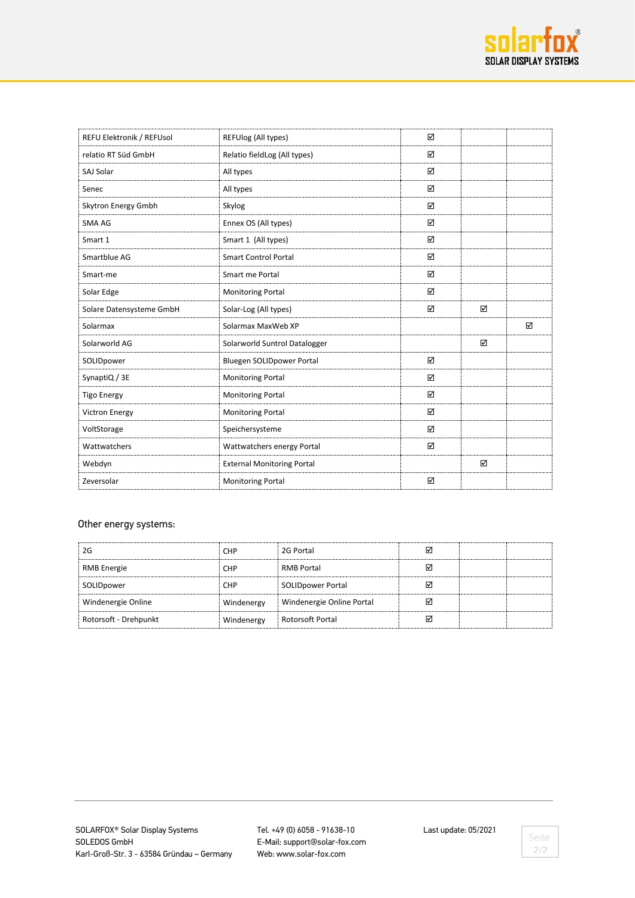| | | | | |
|---|---|---|---|---|
| REFU Elektronik / REFUsol | REFUlog (All types) | ☑ | | |
| relatio RT Süd GmbH | Relatio fieldLog (All types) | ☑ | | |
| SAJ Solar | All types | ☑ | | |
| Senec | All types | ☑ | | |
| Skytron Energy Gmbh | Skylog | ☑ | | |
| SMA AG | Ennex OS (All types) | ☑ | | |
| Smart 1 | Smart 1 (All types) | ☑ | | |
| Smartblue AG | Smart Control Portal | ☑ | | |
| Smart-me | Smart me Portal | ☑ | | |
| Solar Edge | Monitoring Portal | ☑ | | |
| Solare Datensysteme GmbH | Solar-Log (All types) | ☑ | ☑ | |
| Solarmax | Solarmax MaxWeb XP | | | ☑ |
| Solarworld AG | Solarworld Suntrol Datalogger | | ☑ | |
| SOLIDpower | Bluegen SOLIDpower Portal | ☑ | | |
| SynaptiQ / 3E | Monitoring Portal | ☑ | | |
| Tigo Energy | Monitoring Portal | ☑ | | |
| Victron Energy | Monitoring Portal | ☑ | | |
| VoltStorage | Speichersysteme | ☑ | | |
| Wattwatchers | Wattwatchers energy Portal | ☑ | | |
| Webdyn | External Monitoring Portal | | ☑ | |
| Zeversolar | Monitoring Portal | ☑ | | |

Other energy systems:

| | | | | | |
|---|---|---|---|---|---|
| 2G | CHP | 2G Portal | ☑ | | |
| RMB Energie | CHP | RMB Portal | ☑ | | |
| SOLIDpower | CHP | SOLIDpower Portal | ☑ | | |
| Windenergie Online | Windenergy | Windenergie Online Portal | ☑ | | |
| Rotorsoft - Drehpunkt | Windenergy | Rotorsoft Portal | ☑ | | |

SOLARFOX® Solar Display Systems
SOLEDOS GmbH
Karl-Groß-Str. 3 - 63584 Gründau – Germany

Tel. +49 (0) 6058 - 91638-10
E-Mail: support@solar-fox.com
Web: www.solar-fox.com

Last update: 05/2021